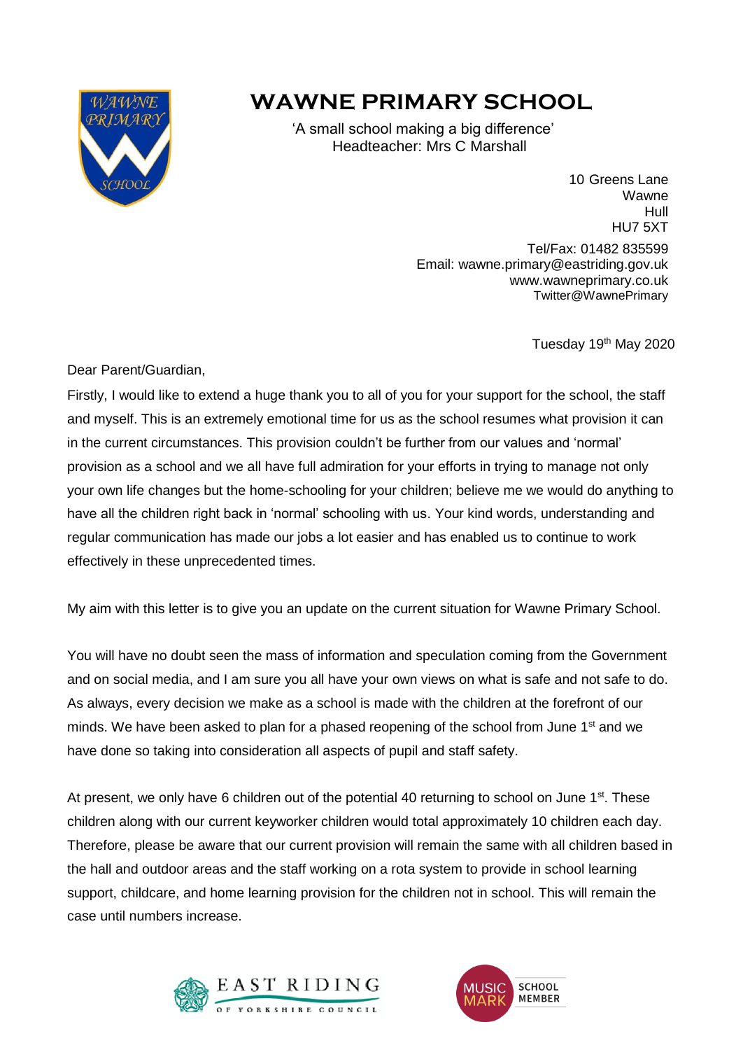# WAWNE PRIMARY SCHOOL

'A small school making a big difference'
Headteacher: Mrs C Marshall

10 Greens Lane
Wawne
Hull
HU7 5XT

Tel/Fax: 01482 835599
Email: wawne.primary@eastriding.gov.uk
www.wawneprimary.co.uk
Twitter@WawnePrimary

Tuesday 19th May 2020

Dear Parent/Guardian,

Firstly, I would like to extend a huge thank you to all of you for your support for the school, the staff and myself. This is an extremely emotional time for us as the school resumes what provision it can in the current circumstances. This provision couldn't be further from our values and 'normal' provision as a school and we all have full admiration for your efforts in trying to manage not only your own life changes but the home-schooling for your children; believe me we would do anything to have all the children right back in 'normal' schooling with us. Your kind words, understanding and regular communication has made our jobs a lot easier and has enabled us to continue to work effectively in these unprecedented times.

My aim with this letter is to give you an update on the current situation for Wawne Primary School.

You will have no doubt seen the mass of information and speculation coming from the Government and on social media, and I am sure you all have your own views on what is safe and not safe to do. As always, every decision we make as a school is made with the children at the forefront of our minds. We have been asked to plan for a phased reopening of the school from June 1st and we have done so taking into consideration all aspects of pupil and staff safety.

At present, we only have 6 children out of the potential 40 returning to school on June 1st. These children along with our current keyworker children would total approximately 10 children each day. Therefore, please be aware that our current provision will remain the same with all children based in the hall and outdoor areas and the staff working on a rota system to provide in school learning support, childcare, and home learning provision for the children not in school. This will remain the case until numbers increase.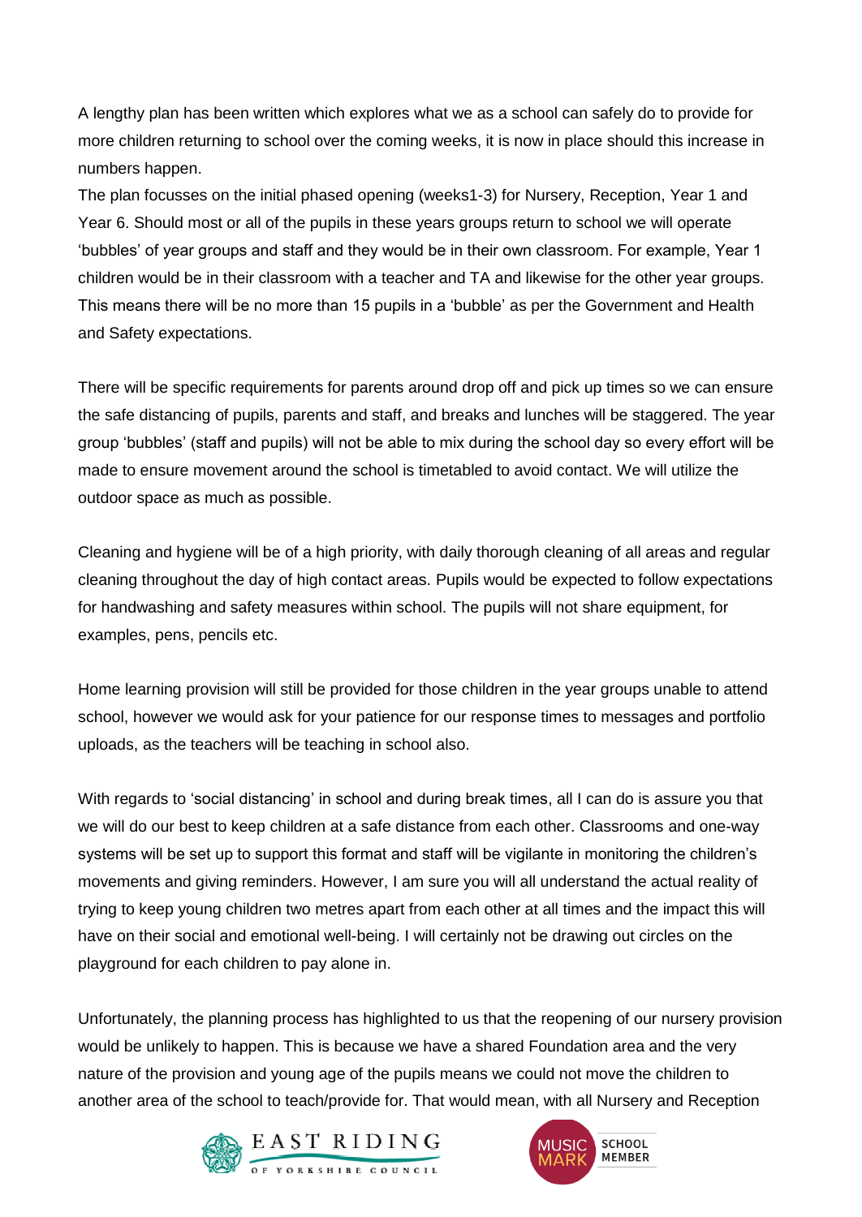A lengthy plan has been written which explores what we as a school can safely do to provide for more children returning to school over the coming weeks, it is now in place should this increase in numbers happen.

The plan focusses on the initial phased opening (weeks1-3) for Nursery, Reception, Year 1 and Year 6. Should most or all of the pupils in these years groups return to school we will operate 'bubbles' of year groups and staff and they would be in their own classroom. For example, Year 1 children would be in their classroom with a teacher and TA and likewise for the other year groups. This means there will be no more than 15 pupils in a 'bubble' as per the Government and Health and Safety expectations.

There will be specific requirements for parents around drop off and pick up times so we can ensure the safe distancing of pupils, parents and staff, and breaks and lunches will be staggered. The year group 'bubbles' (staff and pupils) will not be able to mix during the school day so every effort will be made to ensure movement around the school is timetabled to avoid contact. We will utilize the outdoor space as much as possible.

Cleaning and hygiene will be of a high priority, with daily thorough cleaning of all areas and regular cleaning throughout the day of high contact areas. Pupils would be expected to follow expectations for handwashing and safety measures within school. The pupils will not share equipment, for examples, pens, pencils etc.

Home learning provision will still be provided for those children in the year groups unable to attend school, however we would ask for your patience for our response times to messages and portfolio uploads, as the teachers will be teaching in school also.

With regards to 'social distancing' in school and during break times, all I can do is assure you that we will do our best to keep children at a safe distance from each other. Classrooms and one-way systems will be set up to support this format and staff will be vigilante in monitoring the children's movements and giving reminders. However, I am sure you will all understand the actual reality of trying to keep young children two metres apart from each other at all times and the impact this will have on their social and emotional well-being. I will certainly not be drawing out circles on the playground for each children to pay alone in.

Unfortunately, the planning process has highlighted to us that the reopening of our nursery provision would be unlikely to happen. This is because we have a shared Foundation area and the very nature of the provision and young age of the pupils means we could not move the children to another area of the school to teach/provide for. That would mean, with all Nursery and Reception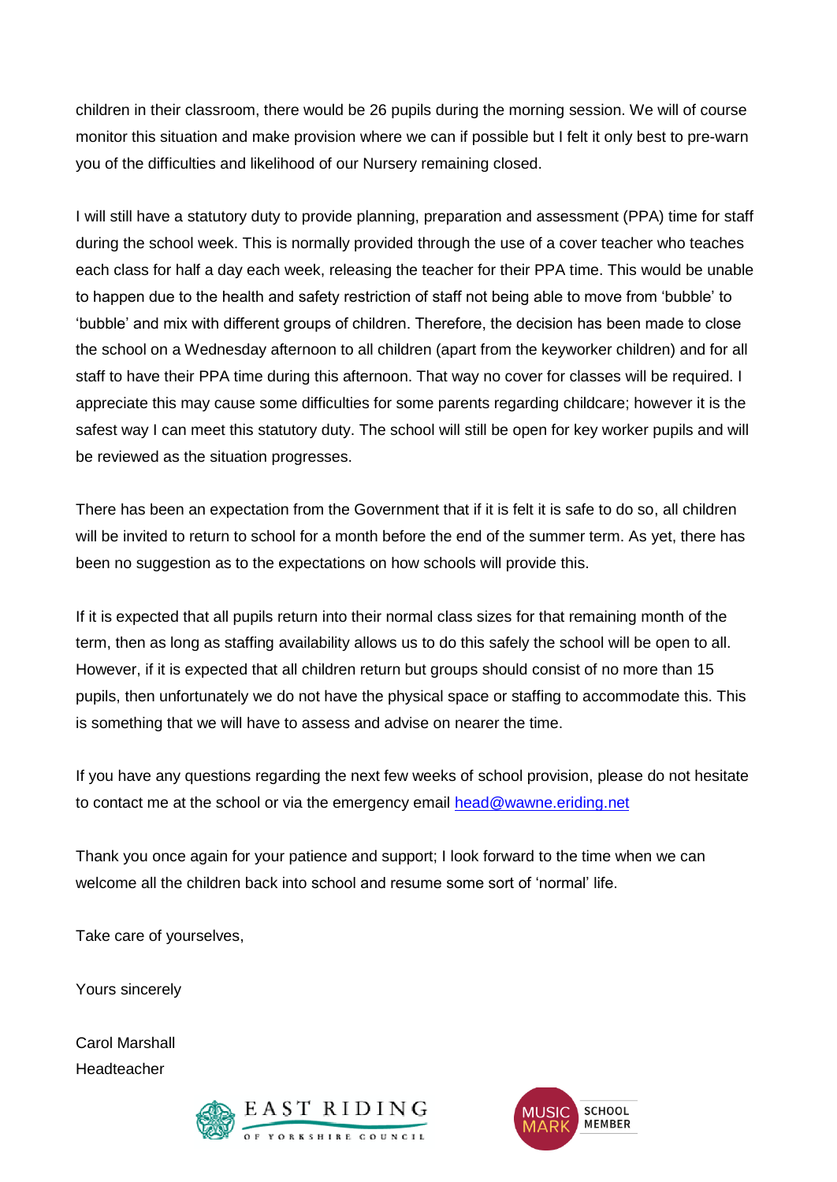children in their classroom, there would be 26 pupils during the morning session. We will of course monitor this situation and make provision where we can if possible but I felt it only best to pre-warn you of the difficulties and likelihood of our Nursery remaining closed.

I will still have a statutory duty to provide planning, preparation and assessment (PPA) time for staff during the school week. This is normally provided through the use of a cover teacher who teaches each class for half a day each week, releasing the teacher for their PPA time. This would be unable to happen due to the health and safety restriction of staff not being able to move from 'bubble' to 'bubble' and mix with different groups of children. Therefore, the decision has been made to close the school on a Wednesday afternoon to all children (apart from the keyworker children) and for all staff to have their PPA time during this afternoon. That way no cover for classes will be required. I appreciate this may cause some difficulties for some parents regarding childcare; however it is the safest way I can meet this statutory duty. The school will still be open for key worker pupils and will be reviewed as the situation progresses.

There has been an expectation from the Government that if it is felt it is safe to do so, all children will be invited to return to school for a month before the end of the summer term. As yet, there has been no suggestion as to the expectations on how schools will provide this.

If it is expected that all pupils return into their normal class sizes for that remaining month of the term, then as long as staffing availability allows us to do this safely the school will be open to all. However, if it is expected that all children return but groups should consist of no more than 15 pupils, then unfortunately we do not have the physical space or staffing to accommodate this. This is something that we will have to assess and advise on nearer the time.

If you have any questions regarding the next few weeks of school provision, please do not hesitate to contact me at the school or via the emergency email [head@wawne.eriding.net](mailto:head@wawne.eriding.net)

Thank you once again for your patience and support; I look forward to the time when we can welcome all the children back into school and resume some sort of 'normal' life.

Take care of yourselves,

Yours sincerely

Carol Marshall
Headteacher

EAST RIDING OF YORKSHIRE COUNCIL

MUSIC MARK SCHOOL MEMBER